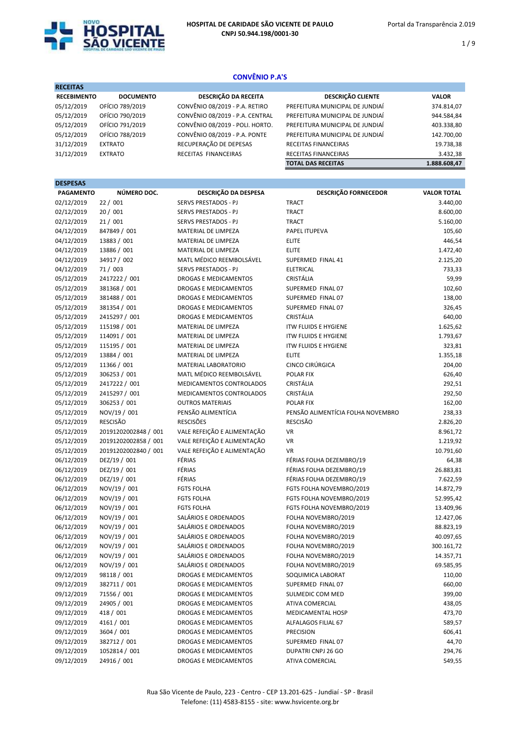HOSPITAL DE CARIDADE SÃO VICENTE DE PAULO
CNPJ 50.944.198/0001-30

## CONVÊNIO P.A'S

### RECEITAS

| RECEBIMENTO | DOCUMENTO | DESCRIÇÃO DA RECEITA | DESCRIÇÃO CLIENTE | VALOR |
|---|---|---|---|---|
| 05/12/2019 | OFÍCIO 789/2019 | CONVÊNIO 08/2019 - P.A. RETIRO | PREFEITURA MUNICIPAL DE JUNDIAÍ | 374.814,07 |
| 05/12/2019 | OFÍCIO 790/2019 | CONVÊNIO 08/2019 - P.A. CENTRAL | PREFEITURA MUNICIPAL DE JUNDIAÍ | 944.584,84 |
| 05/12/2019 | OFÍCIO 791/2019 | CONVÊNIO 08/2019 - POLI. HORTO. | PREFEITURA MUNICIPAL DE JUNDIAÍ | 403.338,80 |
| 05/12/2019 | OFÍCIO 788/2019 | CONVÊNIO 08/2019 - P.A. PONTE | PREFEITURA MUNICIPAL DE JUNDIAÍ | 142.700,00 |
| 31/12/2019 | EXTRATO | RECUPERAÇÃO DE DEPESAS | RECEITAS FINANCEIRAS | 19.738,38 |
| 31/12/2019 | EXTRATO | RECEITAS FINANCEIRAS | RECEITAS FINANCEIRAS | 3.432,38 |
| | | | **TOTAL DAS RECEITAS** | **1.888.608,47** |

### DESPESAS

| PAGAMENTO | NÚMERO DOC. | DESCRIÇÃO DA DESPESA | DESCRIÇÃO FORNECEDOR | VALOR TOTAL |
|---|---|---|---|---|
| 02/12/2019 | 22 / 001 | SERVS PRESTADOS - PJ | TRACT | 3.440,00 |
| 02/12/2019 | 20 / 001 | SERVS PRESTADOS - PJ | TRACT | 8.600,00 |
| 02/12/2019 | 21 / 001 | SERVS PRESTADOS - PJ | TRACT | 5.160,00 |
| 04/12/2019 | 847849 / 001 | MATERIAL DE LIMPEZA | PAPEL ITUPEVA | 105,60 |
| 04/12/2019 | 13883 / 001 | MATERIAL DE LIMPEZA | ELITE | 446,54 |
| 04/12/2019 | 13886 / 001 | MATERIAL DE LIMPEZA | ELITE | 1.472,40 |
| 04/12/2019 | 34917 / 002 | MATL MÉDICO REEMBOLSÁVEL | SUPERMED FINAL 41 | 2.125,20 |
| 04/12/2019 | 71 / 003 | SERVS PRESTADOS - PJ | ELETRICAL | 733,33 |
| 05/12/2019 | 2417222 / 001 | DROGAS E MEDICAMENTOS | CRISTÁLIA | 59,99 |
| 05/12/2019 | 381368 / 001 | DROGAS E MEDICAMENTOS | SUPERMED FINAL 07 | 102,60 |
| 05/12/2019 | 381488 / 001 | DROGAS E MEDICAMENTOS | SUPERMED FINAL 07 | 138,00 |
| 05/12/2019 | 381354 / 001 | DROGAS E MEDICAMENTOS | SUPERMED FINAL 07 | 326,45 |
| 05/12/2019 | 2415297 / 001 | DROGAS E MEDICAMENTOS | CRISTÁLIA | 640,00 |
| 05/12/2019 | 115198 / 001 | MATERIAL DE LIMPEZA | ITW FLUIDS E HYGIENE | 1.625,62 |
| 05/12/2019 | 114091 / 001 | MATERIAL DE LIMPEZA | ITW FLUIDS E HYGIENE | 1.793,67 |
| 05/12/2019 | 115195 / 001 | MATERIAL DE LIMPEZA | ITW FLUIDS E HYGIENE | 323,81 |
| 05/12/2019 | 13884 / 001 | MATERIAL DE LIMPEZA | ELITE | 1.355,18 |
| 05/12/2019 | 11366 / 001 | MATERIAL LABORATORIO | CINCO CIRÚRGICA | 204,00 |
| 05/12/2019 | 306253 / 001 | MATL MÉDICO REEMBOLSÁVEL | POLAR FIX | 626,40 |
| 05/12/2019 | 2417222 / 001 | MEDICAMENTOS CONTROLADOS | CRISTÁLIA | 292,51 |
| 05/12/2019 | 2415297 / 001 | MEDICAMENTOS CONTROLADOS | CRISTÁLIA | 292,50 |
| 05/12/2019 | 306253 / 001 | OUTROS MATERIAIS | POLAR FIX | 162,00 |
| 05/12/2019 | NOV/19 / 001 | PENSÃO ALIMENTÍCIA | PENSÃO ALIMENTÍCIA FOLHA NOVEMBRO | 238,33 |
| 05/12/2019 | RESCISÃO | RESCISÕES | RESCISÃO | 2.826,20 |
| 05/12/2019 | 20191202002848 / 001 | VALE REFEIÇÃO E ALIMENTAÇÃO | VR | 8.961,72 |
| 05/12/2019 | 20191202002858 / 001 | VALE REFEIÇÃO E ALIMENTAÇÃO | VR | 1.219,92 |
| 05/12/2019 | 20191202002840 / 001 | VALE REFEIÇÃO E ALIMENTAÇÃO | VR | 10.791,60 |
| 06/12/2019 | DEZ/19 / 001 | FÉRIAS | FÉRIAS FOLHA DEZEMBRO/19 | 64,38 |
| 06/12/2019 | DEZ/19 / 001 | FÉRIAS | FÉRIAS FOLHA DEZEMBRO/19 | 26.883,81 |
| 06/12/2019 | DEZ/19 / 001 | FÉRIAS | FÉRIAS FOLHA DEZEMBRO/19 | 7.622,59 |
| 06/12/2019 | NOV/19 / 001 | FGTS FOLHA | FGTS FOLHA NOVEMBRO/2019 | 14.872,79 |
| 06/12/2019 | NOV/19 / 001 | FGTS FOLHA | FGTS FOLHA NOVEMBRO/2019 | 52.995,42 |
| 06/12/2019 | NOV/19 / 001 | FGTS FOLHA | FGTS FOLHA NOVEMBRO/2019 | 13.409,96 |
| 06/12/2019 | NOV/19 / 001 | SALÁRIOS E ORDENADOS | FOLHA NOVEMBRO/2019 | 12.427,06 |
| 06/12/2019 | NOV/19 / 001 | SALÁRIOS E ORDENADOS | FOLHA NOVEMBRO/2019 | 88.823,19 |
| 06/12/2019 | NOV/19 / 001 | SALÁRIOS E ORDENADOS | FOLHA NOVEMBRO/2019 | 40.097,65 |
| 06/12/2019 | NOV/19 / 001 | SALÁRIOS E ORDENADOS | FOLHA NOVEMBRO/2019 | 300.161,72 |
| 06/12/2019 | NOV/19 / 001 | SALÁRIOS E ORDENADOS | FOLHA NOVEMBRO/2019 | 14.357,71 |
| 06/12/2019 | NOV/19 / 001 | SALÁRIOS E ORDENADOS | FOLHA NOVEMBRO/2019 | 69.585,95 |
| 09/12/2019 | 98118 / 001 | DROGAS E MEDICAMENTOS | SOQUIMICA LABORAT | 110,00 |
| 09/12/2019 | 382711 / 001 | DROGAS E MEDICAMENTOS | SUPERMED FINAL 07 | 660,00 |
| 09/12/2019 | 71556 / 001 | DROGAS E MEDICAMENTOS | SULMEDIC COM MED | 399,00 |
| 09/12/2019 | 24905 / 001 | DROGAS E MEDICAMENTOS | ATIVA COMERCIAL | 438,05 |
| 09/12/2019 | 418 / 001 | DROGAS E MEDICAMENTOS | MEDICAMENTAL HOSP | 473,70 |
| 09/12/2019 | 4161 / 001 | DROGAS E MEDICAMENTOS | ALFALAGOS FILIAL 67 | 589,57 |
| 09/12/2019 | 3604 / 001 | DROGAS E MEDICAMENTOS | PRECISION | 606,41 |
| 09/12/2019 | 382712 / 001 | DROGAS E MEDICAMENTOS | SUPERMED FINAL 07 | 44,70 |
| 09/12/2019 | 1052814 / 001 | DROGAS E MEDICAMENTOS | DUPATRI CNPJ 26 GO | 294,76 |
| 09/12/2019 | 24916 / 001 | DROGAS E MEDICAMENTOS | ATIVA COMERCIAL | 549,55 |

Rua São Vicente de Paulo, 223 - Centro - CEP 13.201-625 - Jundiaí - SP - Brasil
Telefone: (11) 4583-8155 - site: www.hsvicente.org.br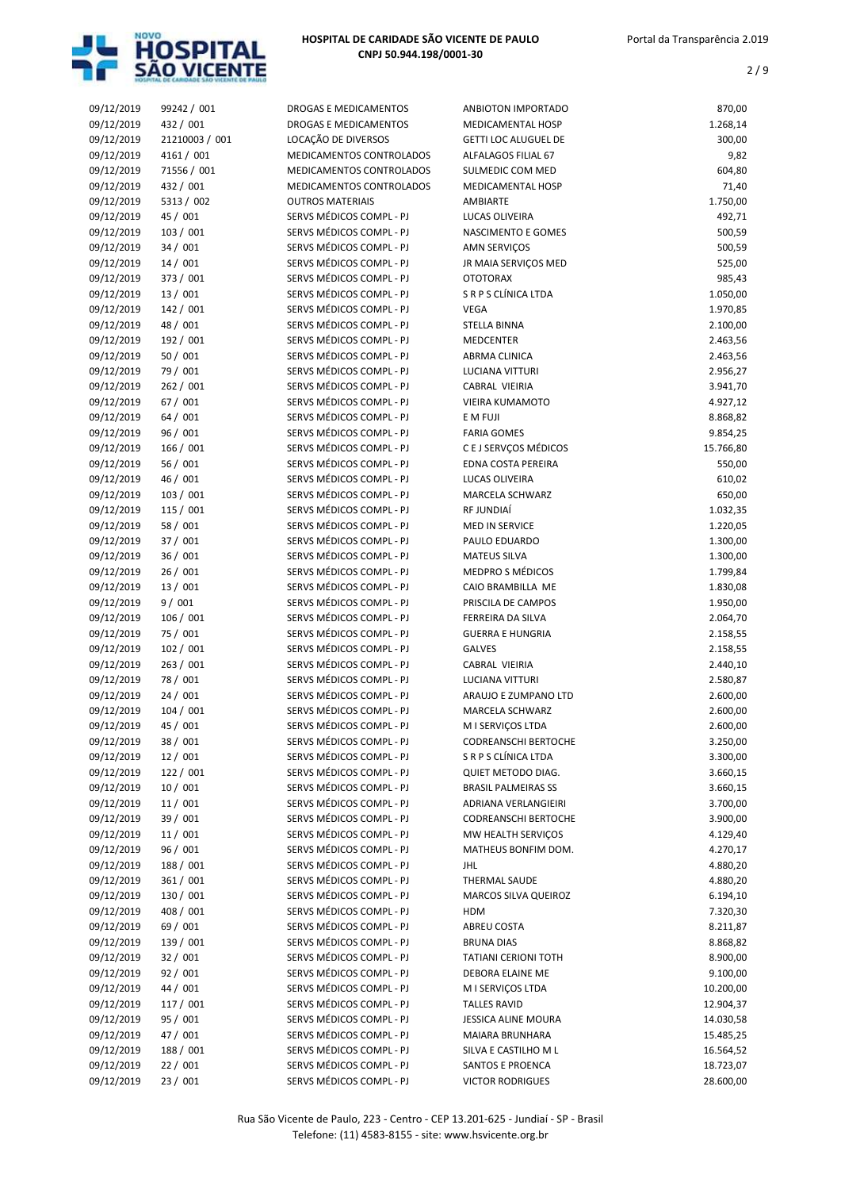| | | | | |
|---|---|---|---|---|
| 09/12/2019 | 99242 / 001 | DROGAS E MEDICAMENTOS | ANBIOTON IMPORTADO | 870,00 |
| 09/12/2019 | 432 / 001 | DROGAS E MEDICAMENTOS | MEDICAMENTAL HOSP | 1.268,14 |
| 09/12/2019 | 21210003 / 001 | LOCAÇÃO DE DIVERSOS | GETTI LOC ALUGUEL DE | 300,00 |
| 09/12/2019 | 4161 / 001 | MEDICAMENTOS CONTROLADOS | ALFALAGOS FILIAL 67 | 9,82 |
| 09/12/2019 | 71556 / 001 | MEDICAMENTOS CONTROLADOS | SULMEDIC COM MED | 604,80 |
| 09/12/2019 | 432 / 001 | MEDICAMENTOS CONTROLADOS | MEDICAMENTAL HOSP | 71,40 |
| 09/12/2019 | 5313 / 002 | OUTROS MATERIAIS | AMBIARTE | 1.750,00 |
| 09/12/2019 | 45 / 001 | SERVS MÉDICOS COMPL - PJ | LUCAS OLIVEIRA | 492,71 |
| 09/12/2019 | 103 / 001 | SERVS MÉDICOS COMPL - PJ | NASCIMENTO E GOMES | 500,59 |
| 09/12/2019 | 34 / 001 | SERVS MÉDICOS COMPL - PJ | AMN SERVIÇOS | 500,59 |
| 09/12/2019 | 14 / 001 | SERVS MÉDICOS COMPL - PJ | JR MAIA SERVIÇOS MED | 525,00 |
| 09/12/2019 | 373 / 001 | SERVS MÉDICOS COMPL - PJ | OTOTORAX | 985,43 |
| 09/12/2019 | 13 / 001 | SERVS MÉDICOS COMPL - PJ | S R P S CLÍNICA LTDA | 1.050,00 |
| 09/12/2019 | 142 / 001 | SERVS MÉDICOS COMPL - PJ | VEGA | 1.970,85 |
| 09/12/2019 | 48 / 001 | SERVS MÉDICOS COMPL - PJ | STELLA BINNA | 2.100,00 |
| 09/12/2019 | 192 / 001 | SERVS MÉDICOS COMPL - PJ | MEDCENTER | 2.463,56 |
| 09/12/2019 | 50 / 001 | SERVS MÉDICOS COMPL - PJ | ABRMA CLINICA | 2.463,56 |
| 09/12/2019 | 79 / 001 | SERVS MÉDICOS COMPL - PJ | LUCIANA VITTURI | 2.956,27 |
| 09/12/2019 | 262 / 001 | SERVS MÉDICOS COMPL - PJ | CABRAL VIEIRIA | 3.941,70 |
| 09/12/2019 | 67 / 001 | SERVS MÉDICOS COMPL - PJ | VIEIRA KUMAMOTO | 4.927,12 |
| 09/12/2019 | 64 / 001 | SERVS MÉDICOS COMPL - PJ | E M FUJI | 8.868,82 |
| 09/12/2019 | 96 / 001 | SERVS MÉDICOS COMPL - PJ | FARIA GOMES | 9.854,25 |
| 09/12/2019 | 166 / 001 | SERVS MÉDICOS COMPL - PJ | C E J SERVIÇOS MÉDICOS | 15.766,80 |
| 09/12/2019 | 56 / 001 | SERVS MÉDICOS COMPL - PJ | EDNA COSTA PEREIRA | 550,00 |
| 09/12/2019 | 46 / 001 | SERVS MÉDICOS COMPL - PJ | LUCAS OLIVEIRA | 610,02 |
| 09/12/2019 | 103 / 001 | SERVS MÉDICOS COMPL - PJ | MARCELA SCHWARZ | 650,00 |
| 09/12/2019 | 115 / 001 | SERVS MÉDICOS COMPL - PJ | RF JUNDIAÍ | 1.032,35 |
| 09/12/2019 | 58 / 001 | SERVS MÉDICOS COMPL - PJ | MED IN SERVICE | 1.220,05 |
| 09/12/2019 | 37 / 001 | SERVS MÉDICOS COMPL - PJ | PAULO EDUARDO | 1.300,00 |
| 09/12/2019 | 36 / 001 | SERVS MÉDICOS COMPL - PJ | MATEUS SILVA | 1.300,00 |
| 09/12/2019 | 26 / 001 | SERVS MÉDICOS COMPL - PJ | MEDPRO S MÉDICOS | 1.799,84 |
| 09/12/2019 | 13 / 001 | SERVS MÉDICOS COMPL - PJ | CAIO BRAMBILLA ME | 1.830,08 |
| 09/12/2019 | 9 / 001 | SERVS MÉDICOS COMPL - PJ | PRISCILA DE CAMPOS | 1.950,00 |
| 09/12/2019 | 106 / 001 | SERVS MÉDICOS COMPL - PJ | FERREIRA DA SILVA | 2.064,70 |
| 09/12/2019 | 75 / 001 | SERVS MÉDICOS COMPL - PJ | GUERRA E HUNGRIA | 2.158,55 |
| 09/12/2019 | 102 / 001 | SERVS MÉDICOS COMPL - PJ | GALVES | 2.158,55 |
| 09/12/2019 | 263 / 001 | SERVS MÉDICOS COMPL - PJ | CABRAL VIEIRIA | 2.440,10 |
| 09/12/2019 | 78 / 001 | SERVS MÉDICOS COMPL - PJ | LUCIANA VITTURI | 2.580,87 |
| 09/12/2019 | 24 / 001 | SERVS MÉDICOS COMPL - PJ | ARAUJO E ZUMPANO LTD | 2.600,00 |
| 09/12/2019 | 104 / 001 | SERVS MÉDICOS COMPL - PJ | MARCELA SCHWARZ | 2.600,00 |
| 09/12/2019 | 45 / 001 | SERVS MÉDICOS COMPL - PJ | M I SERVIÇOS LTDA | 2.600,00 |
| 09/12/2019 | 38 / 001 | SERVS MÉDICOS COMPL - PJ | CODREANSCHI BERTOCHE | 3.250,00 |
| 09/12/2019 | 12 / 001 | SERVS MÉDICOS COMPL - PJ | S R P S CLÍNICA LTDA | 3.300,00 |
| 09/12/2019 | 122 / 001 | SERVS MÉDICOS COMPL - PJ | QUIET METODO DIAG. | 3.660,15 |
| 09/12/2019 | 10 / 001 | SERVS MÉDICOS COMPL - PJ | BRASIL PALMEIRAS SS | 3.660,15 |
| 09/12/2019 | 11 / 001 | SERVS MÉDICOS COMPL - PJ | ADRIANA VERLANGIEIRI | 3.700,00 |
| 09/12/2019 | 39 / 001 | SERVS MÉDICOS COMPL - PJ | CODREANSCHI BERTOCHE | 3.900,00 |
| 09/12/2019 | 11 / 001 | SERVS MÉDICOS COMPL - PJ | MW HEALTH SERVIÇOS | 4.129,40 |
| 09/12/2019 | 96 / 001 | SERVS MÉDICOS COMPL - PJ | MATHEUS BONFIM DOM. | 4.270,17 |
| 09/12/2019 | 188 / 001 | SERVS MÉDICOS COMPL - PJ | JHL | 4.880,20 |
| 09/12/2019 | 361 / 001 | SERVS MÉDICOS COMPL - PJ | THERMAL SAUDE | 4.880,20 |
| 09/12/2019 | 130 / 001 | SERVS MÉDICOS COMPL - PJ | MARCOS SILVA QUEIROZ | 6.194,10 |
| 09/12/2019 | 408 / 001 | SERVS MÉDICOS COMPL - PJ | HDM | 7.320,30 |
| 09/12/2019 | 69 / 001 | SERVS MÉDICOS COMPL - PJ | ABREU COSTA | 8.211,87 |
| 09/12/2019 | 139 / 001 | SERVS MÉDICOS COMPL - PJ | BRUNA DIAS | 8.868,82 |
| 09/12/2019 | 32 / 001 | SERVS MÉDICOS COMPL - PJ | TATIANI CERIONI TOTH | 8.900,00 |
| 09/12/2019 | 92 / 001 | SERVS MÉDICOS COMPL - PJ | DEBORA ELAINE ME | 9.100,00 |
| 09/12/2019 | 44 / 001 | SERVS MÉDICOS COMPL - PJ | M I SERVIÇOS LTDA | 10.200,00 |
| 09/12/2019 | 117 / 001 | SERVS MÉDICOS COMPL - PJ | TALLES RAVID | 12.904,37 |
| 09/12/2019 | 95 / 001 | SERVS MÉDICOS COMPL - PJ | JESSICA ALINE MOURA | 14.030,58 |
| 09/12/2019 | 47 / 001 | SERVS MÉDICOS COMPL - PJ | MAIARA BRUNHARA | 15.485,25 |
| 09/12/2019 | 188 / 001 | SERVS MÉDICOS COMPL - PJ | SILVA E CASTILHO M L | 16.564,52 |
| 09/12/2019 | 22 / 001 | SERVS MÉDICOS COMPL - PJ | SANTOS E PROENCA | 18.723,07 |
| 09/12/2019 | 23 / 001 | SERVS MÉDICOS COMPL - PJ | VICTOR RODRIGUES | 28.600,00 |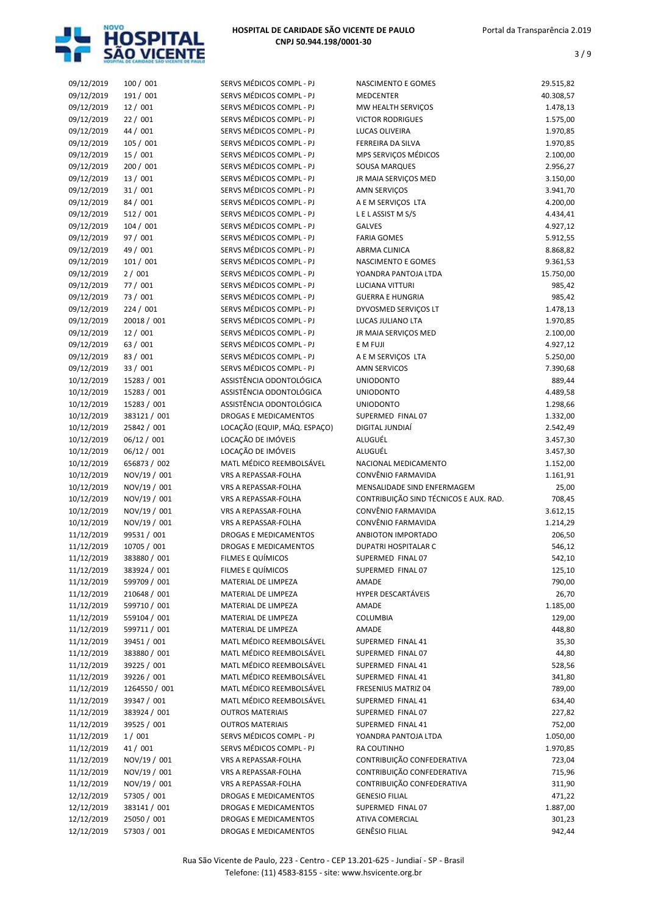HOSPITAL DE CARIDADE SÃO VICENTE DE PAULO
CNPJ 50.944.198/0001-30

| | | | | |
|---|---|---|---|---|
| 09/12/2019 | 100 / 001 | SERVS MÉDICOS COMPL - PJ | NASCIMENTO E GOMES | 29.515,82 |
| 09/12/2019 | 191 / 001 | SERVS MÉDICOS COMPL - PJ | MEDCENTER | 40.308,57 |
| 09/12/2019 | 12 / 001 | SERVS MÉDICOS COMPL - PJ | MW HEALTH SERVIÇOS | 1.478,13 |
| 09/12/2019 | 22 / 001 | SERVS MÉDICOS COMPL - PJ | VICTOR RODRIGUES | 1.575,00 |
| 09/12/2019 | 44 / 001 | SERVS MÉDICOS COMPL - PJ | LUCAS OLIVEIRA | 1.970,85 |
| 09/12/2019 | 105 / 001 | SERVS MÉDICOS COMPL - PJ | FERREIRA DA SILVA | 1.970,85 |
| 09/12/2019 | 15 / 001 | SERVS MÉDICOS COMPL - PJ | MPS SERVIÇOS MÉDICOS | 2.100,00 |
| 09/12/2019 | 200 / 001 | SERVS MÉDICOS COMPL - PJ | SOUSA MARQUES | 2.956,27 |
| 09/12/2019 | 13 / 001 | SERVS MÉDICOS COMPL - PJ | JR MAIA SERVIÇOS MED | 3.150,00 |
| 09/12/2019 | 31 / 001 | SERVS MÉDICOS COMPL - PJ | AMN SERVIÇOS | 3.941,70 |
| 09/12/2019 | 84 / 001 | SERVS MÉDICOS COMPL - PJ | A E M SERVIÇOS LTA | 4.200,00 |
| 09/12/2019 | 512 / 001 | SERVS MÉDICOS COMPL - PJ | L E L ASSIST M S/S | 4.434,41 |
| 09/12/2019 | 104 / 001 | SERVS MÉDICOS COMPL - PJ | GALVES | 4.927,12 |
| 09/12/2019 | 97 / 001 | SERVS MÉDICOS COMPL - PJ | FARIA GOMES | 5.912,55 |
| 09/12/2019 | 49 / 001 | SERVS MÉDICOS COMPL - PJ | ABRMA CLINICA | 8.868,82 |
| 09/12/2019 | 101 / 001 | SERVS MÉDICOS COMPL - PJ | NASCIMENTO E GOMES | 9.361,53 |
| 09/12/2019 | 2 / 001 | SERVS MÉDICOS COMPL - PJ | YOANDRA PANTOJA LTDA | 15.750,00 |
| 09/12/2019 | 77 / 001 | SERVS MÉDICOS COMPL - PJ | LUCIANA VITTURI | 985,42 |
| 09/12/2019 | 73 / 001 | SERVS MÉDICOS COMPL - PJ | GUERRA E HUNGRIA | 985,42 |
| 09/12/2019 | 224 / 001 | SERVS MÉDICOS COMPL - PJ | DYVOSMED SERVIÇOS LT | 1.478,13 |
| 09/12/2019 | 20018 / 001 | SERVS MÉDICOS COMPL - PJ | LUCAS JULIANO LTA | 1.970,85 |
| 09/12/2019 | 12 / 001 | SERVS MÉDICOS COMPL - PJ | JR MAIA SERVIÇOS MED | 2.100,00 |
| 09/12/2019 | 63 / 001 | SERVS MÉDICOS COMPL - PJ | E M FUJI | 4.927,12 |
| 09/12/2019 | 83 / 001 | SERVS MÉDICOS COMPL - PJ | A E M SERVIÇOS LTA | 5.250,00 |
| 09/12/2019 | 33 / 001 | SERVS MÉDICOS COMPL - PJ | AMN SERVICOS | 7.390,68 |
| 10/12/2019 | 15283 / 001 | ASSISTÊNCIA ODONTOLÓGICA | UNIODONTO | 889,44 |
| 10/12/2019 | 15283 / 001 | ASSISTÊNCIA ODONTOLÓGICA | UNIODONTO | 4.489,58 |
| 10/12/2019 | 15283 / 001 | ASSISTÊNCIA ODONTOLÓGICA | UNIODONTO | 1.298,66 |
| 10/12/2019 | 383121 / 001 | DROGAS E MEDICAMENTOS | SUPERMED FINAL 07 | 1.332,00 |
| 10/12/2019 | 25842 / 001 | LOCAÇÃO (EQUIP, MÁQ. ESPAÇO) | DIGITAL JUNDIAÍ | 2.542,49 |
| 10/12/2019 | 06/12 / 001 | LOCAÇÃO DE IMÓVEIS | ALUGUÉL | 3.457,30 |
| 10/12/2019 | 06/12 / 001 | LOCAÇÃO DE IMÓVEIS | ALUGUÉL | 3.457,30 |
| 10/12/2019 | 656873 / 002 | MATL MÉDICO REEMBOLSÁVEL | NACIONAL MEDICAMENTO | 1.152,00 |
| 10/12/2019 | NOV/19 / 001 | VRS A REPASSAR-FOLHA | CONVÊNIO FARMAVIDA | 1.161,91 |
| 10/12/2019 | NOV/19 / 001 | VRS A REPASSAR-FOLHA | MENSALIDADE SIND ENFERMAGEM | 25,00 |
| 10/12/2019 | NOV/19 / 001 | VRS A REPASSAR-FOLHA | CONTRIBUIÇÃO SIND TÉCNICOS E AUX. RAD. | 708,45 |
| 10/12/2019 | NOV/19 / 001 | VRS A REPASSAR-FOLHA | CONVÊNIO FARMAVIDA | 3.612,15 |
| 10/12/2019 | NOV/19 / 001 | VRS A REPASSAR-FOLHA | CONVÊNIO FARMAVIDA | 1.214,29 |
| 11/12/2019 | 99531 / 001 | DROGAS E MEDICAMENTOS | ANBIOTON IMPORTADO | 206,50 |
| 11/12/2019 | 10705 / 001 | DROGAS E MEDICAMENTOS | DUPATRI HOSPITALAR C | 546,12 |
| 11/12/2019 | 383880 / 001 | FILMES E QUÍMICOS | SUPERMED FINAL 07 | 542,10 |
| 11/12/2019 | 383924 / 001 | FILMES E QUÍMICOS | SUPERMED FINAL 07 | 125,10 |
| 11/12/2019 | 599709 / 001 | MATERIAL DE LIMPEZA | AMADE | 790,00 |
| 11/12/2019 | 210648 / 001 | MATERIAL DE LIMPEZA | HYPER DESCARTÁVEIS | 26,70 |
| 11/12/2019 | 599710 / 001 | MATERIAL DE LIMPEZA | AMADE | 1.185,00 |
| 11/12/2019 | 559104 / 001 | MATERIAL DE LIMPEZA | COLUMBIA | 129,00 |
| 11/12/2019 | 599711 / 001 | MATERIAL DE LIMPEZA | AMADE | 448,80 |
| 11/12/2019 | 39451 / 001 | MATL MÉDICO REEMBOLSÁVEL | SUPERMED FINAL 41 | 35,30 |
| 11/12/2019 | 383880 / 001 | MATL MÉDICO REEMBOLSÁVEL | SUPERMED FINAL 07 | 44,80 |
| 11/12/2019 | 39225 / 001 | MATL MÉDICO REEMBOLSÁVEL | SUPERMED FINAL 41 | 528,56 |
| 11/12/2019 | 39226 / 001 | MATL MÉDICO REEMBOLSÁVEL | SUPERMED FINAL 41 | 341,80 |
| 11/12/2019 | 1264550 / 001 | MATL MÉDICO REEMBOLSÁVEL | FRESENIUS MATRIZ 04 | 789,00 |
| 11/12/2019 | 39347 / 001 | MATL MÉDICO REEMBOLSÁVEL | SUPERMED FINAL 41 | 634,40 |
| 11/12/2019 | 383924 / 001 | OUTROS MATERIAIS | SUPERMED FINAL 07 | 227,82 |
| 11/12/2019 | 39525 / 001 | OUTROS MATERIAIS | SUPERMED FINAL 41 | 752,00 |
| 11/12/2019 | 1 / 001 | SERVS MÉDICOS COMPL - PJ | YOANDRA PANTOJA LTDA | 1.050,00 |
| 11/12/2019 | 41 / 001 | SERVS MÉDICOS COMPL - PJ | RA COUTINHO | 1.970,85 |
| 11/12/2019 | NOV/19 / 001 | VRS A REPASSAR-FOLHA | CONTRIBUIÇÃO CONFEDERATIVA | 723,04 |
| 11/12/2019 | NOV/19 / 001 | VRS A REPASSAR-FOLHA | CONTRIBUIÇÃO CONFEDERATIVA | 715,96 |
| 11/12/2019 | NOV/19 / 001 | VRS A REPASSAR-FOLHA | CONTRIBUIÇÃO CONFEDERATIVA | 311,90 |
| 12/12/2019 | 57305 / 001 | DROGAS E MEDICAMENTOS | GENESIO FILIAL | 471,22 |
| 12/12/2019 | 383141 / 001 | DROGAS E MEDICAMENTOS | SUPERMED FINAL 07 | 1.887,00 |
| 12/12/2019 | 25050 / 001 | DROGAS E MEDICAMENTOS | ATIVA COMERCIAL | 301,23 |
| 12/12/2019 | 57303 / 001 | DROGAS E MEDICAMENTOS | GENÊSIO FILIAL | 942,44 |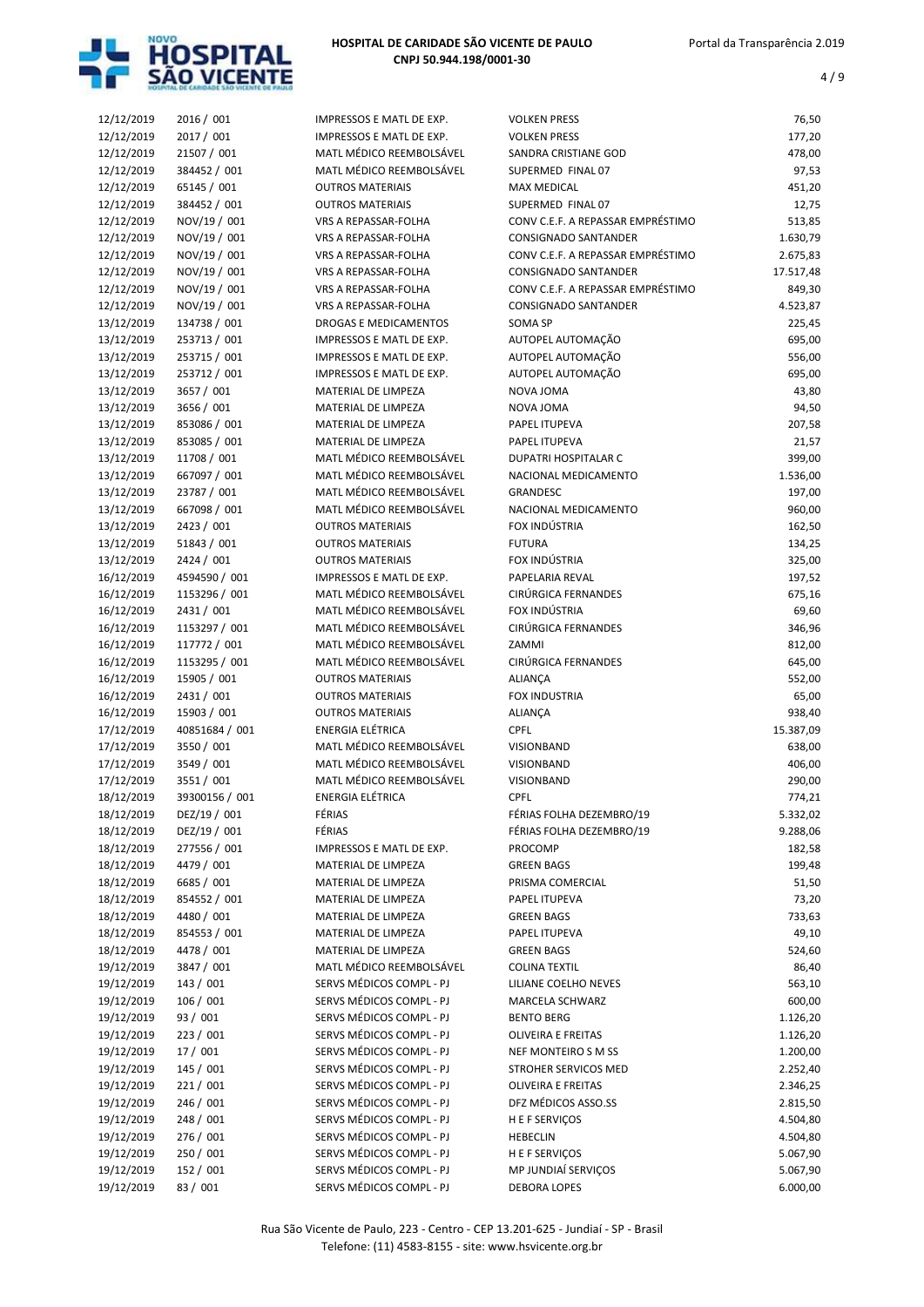| | | | | |
|---|---|---|---|---|
| 12/12/2019 | 2016 / 001 | IMPRESSOS E MATL DE EXP. | VOLKEN PRESS | 76,50 |
| 12/12/2019 | 2017 / 001 | IMPRESSOS E MATL DE EXP. | VOLKEN PRESS | 177,20 |
| 12/12/2019 | 21507 / 001 | MATL MÉDICO REEMBOLSÁVEL | SANDRA CRISTIANE GOD | 478,00 |
| 12/12/2019 | 384452 / 001 | MATL MÉDICO REEMBOLSÁVEL | SUPERMED FINAL 07 | 97,53 |
| 12/12/2019 | 65145 / 001 | OUTROS MATERIAIS | MAX MEDICAL | 451,20 |
| 12/12/2019 | 384452 / 001 | OUTROS MATERIAIS | SUPERMED FINAL 07 | 12,75 |
| 12/12/2019 | NOV/19 / 001 | VRS A REPASSAR-FOLHA | CONV C.E.F. A REPASSAR EMPRÉSTIMO | 513,85 |
| 12/12/2019 | NOV/19 / 001 | VRS A REPASSAR-FOLHA | CONSIGNADO SANTANDER | 1.630,79 |
| 12/12/2019 | NOV/19 / 001 | VRS A REPASSAR-FOLHA | CONV C.E.F. A REPASSAR EMPRÉSTIMO | 2.675,83 |
| 12/12/2019 | NOV/19 / 001 | VRS A REPASSAR-FOLHA | CONSIGNADO SANTANDER | 17.517,48 |
| 12/12/2019 | NOV/19 / 001 | VRS A REPASSAR-FOLHA | CONV C.E.F. A REPASSAR EMPRÉSTIMO | 849,30 |
| 12/12/2019 | NOV/19 / 001 | VRS A REPASSAR-FOLHA | CONSIGNADO SANTANDER | 4.523,87 |
| 13/12/2019 | 134738 / 001 | DROGAS E MEDICAMENTOS | SOMA SP | 225,45 |
| 13/12/2019 | 253713 / 001 | IMPRESSOS E MATL DE EXP. | AUTOPEL AUTOMAÇÃO | 695,00 |
| 13/12/2019 | 253715 / 001 | IMPRESSOS E MATL DE EXP. | AUTOPEL AUTOMAÇÃO | 556,00 |
| 13/12/2019 | 253712 / 001 | IMPRESSOS E MATL DE EXP. | AUTOPEL AUTOMAÇÃO | 695,00 |
| 13/12/2019 | 3657 / 001 | MATERIAL DE LIMPEZA | NOVA JOMA | 43,80 |
| 13/12/2019 | 3656 / 001 | MATERIAL DE LIMPEZA | NOVA JOMA | 94,50 |
| 13/12/2019 | 853086 / 001 | MATERIAL DE LIMPEZA | PAPEL ITUPEVA | 207,58 |
| 13/12/2019 | 853085 / 001 | MATERIAL DE LIMPEZA | PAPEL ITUPEVA | 21,57 |
| 13/12/2019 | 11708 / 001 | MATL MÉDICO REEMBOLSÁVEL | DUPATRI HOSPITALAR C | 399,00 |
| 13/12/2019 | 667097 / 001 | MATL MÉDICO REEMBOLSÁVEL | NACIONAL MEDICAMENTO | 1.536,00 |
| 13/12/2019 | 23787 / 001 | MATL MÉDICO REEMBOLSÁVEL | GRANDESC | 197,00 |
| 13/12/2019 | 667098 / 001 | MATL MÉDICO REEMBOLSÁVEL | NACIONAL MEDICAMENTO | 960,00 |
| 13/12/2019 | 2423 / 001 | OUTROS MATERIAIS | FOX INDÚSTRIA | 162,50 |
| 13/12/2019 | 51843 / 001 | OUTROS MATERIAIS | FUTURA | 134,25 |
| 13/12/2019 | 2424 / 001 | OUTROS MATERIAIS | FOX INDÚSTRIA | 325,00 |
| 16/12/2019 | 4594590 / 001 | IMPRESSOS E MATL DE EXP. | PAPELARIA REVAL | 197,52 |
| 16/12/2019 | 1153296 / 001 | MATL MÉDICO REEMBOLSÁVEL | CIRÚRGICA FERNANDES | 675,16 |
| 16/12/2019 | 2431 / 001 | MATL MÉDICO REEMBOLSÁVEL | FOX INDÚSTRIA | 69,60 |
| 16/12/2019 | 1153297 / 001 | MATL MÉDICO REEMBOLSÁVEL | CIRÚRGICA FERNANDES | 346,96 |
| 16/12/2019 | 117772 / 001 | MATL MÉDICO REEMBOLSÁVEL | ZAMMI | 812,00 |
| 16/12/2019 | 1153295 / 001 | MATL MÉDICO REEMBOLSÁVEL | CIRÚRGICA FERNANDES | 645,00 |
| 16/12/2019 | 15905 / 001 | OUTROS MATERIAIS | ALIANÇA | 552,00 |
| 16/12/2019 | 2431 / 001 | OUTROS MATERIAIS | FOX INDUSTRIA | 65,00 |
| 16/12/2019 | 15903 / 001 | OUTROS MATERIAIS | ALIANÇA | 938,40 |
| 17/12/2019 | 40851684 / 001 | ENERGIA ELÉTRICA | CPFL | 15.387,09 |
| 17/12/2019 | 3550 / 001 | MATL MÉDICO REEMBOLSÁVEL | VISIONBAND | 638,00 |
| 17/12/2019 | 3549 / 001 | MATL MÉDICO REEMBOLSÁVEL | VISIONBAND | 406,00 |
| 17/12/2019 | 3551 / 001 | MATL MÉDICO REEMBOLSÁVEL | VISIONBAND | 290,00 |
| 18/12/2019 | 39300156 / 001 | ENERGIA ELÉTRICA | CPFL | 774,21 |
| 18/12/2019 | DEZ/19 / 001 | FÉRIAS | FÉRIAS FOLHA DEZEMBRO/19 | 5.332,02 |
| 18/12/2019 | DEZ/19 / 001 | FÉRIAS | FÉRIAS FOLHA DEZEMBRO/19 | 9.288,06 |
| 18/12/2019 | 277556 / 001 | IMPRESSOS E MATL DE EXP. | PROCOMP | 182,58 |
| 18/12/2019 | 4479 / 001 | MATERIAL DE LIMPEZA | GREEN BAGS | 199,48 |
| 18/12/2019 | 6685 / 001 | MATERIAL DE LIMPEZA | PRISMA COMERCIAL | 51,50 |
| 18/12/2019 | 854552 / 001 | MATERIAL DE LIMPEZA | PAPEL ITUPEVA | 73,20 |
| 18/12/2019 | 4480 / 001 | MATERIAL DE LIMPEZA | GREEN BAGS | 733,63 |
| 18/12/2019 | 854553 / 001 | MATERIAL DE LIMPEZA | PAPEL ITUPEVA | 49,10 |
| 18/12/2019 | 4478 / 001 | MATERIAL DE LIMPEZA | GREEN BAGS | 524,60 |
| 19/12/2019 | 3847 / 001 | MATL MÉDICO REEMBOLSÁVEL | COLINA TEXTIL | 86,40 |
| 19/12/2019 | 143 / 001 | SERVS MÉDICOS COMPL - PJ | LILIANE COELHO NEVES | 563,10 |
| 19/12/2019 | 106 / 001 | SERVS MÉDICOS COMPL - PJ | MARCELA SCHWARZ | 600,00 |
| 19/12/2019 | 93 / 001 | SERVS MÉDICOS COMPL - PJ | BENTO BERG | 1.126,20 |
| 19/12/2019 | 223 / 001 | SERVS MÉDICOS COMPL - PJ | OLIVEIRA E FREITAS | 1.126,20 |
| 19/12/2019 | 17 / 001 | SERVS MÉDICOS COMPL - PJ | NEF MONTEIRO S M SS | 1.200,00 |
| 19/12/2019 | 145 / 001 | SERVS MÉDICOS COMPL - PJ | STROHER SERVICOS MED | 2.252,40 |
| 19/12/2019 | 221 / 001 | SERVS MÉDICOS COMPL - PJ | OLIVEIRA E FREITAS | 2.346,25 |
| 19/12/2019 | 246 / 001 | SERVS MÉDICOS COMPL - PJ | DFZ MÉDICOS ASSO.SS | 2.815,50 |
| 19/12/2019 | 248 / 001 | SERVS MÉDICOS COMPL - PJ | H E F SERVIÇOS | 4.504,80 |
| 19/12/2019 | 276 / 001 | SERVS MÉDICOS COMPL - PJ | HEBECLIN | 4.504,80 |
| 19/12/2019 | 250 / 001 | SERVS MÉDICOS COMPL - PJ | H E F SERVIÇOS | 5.067,90 |
| 19/12/2019 | 152 / 001 | SERVS MÉDICOS COMPL - PJ | MP JUNDIAÍ SERVIÇOS | 5.067,90 |
| 19/12/2019 | 83 / 001 | SERVS MÉDICOS COMPL - PJ | DEBORA LOPES | 6.000,00 |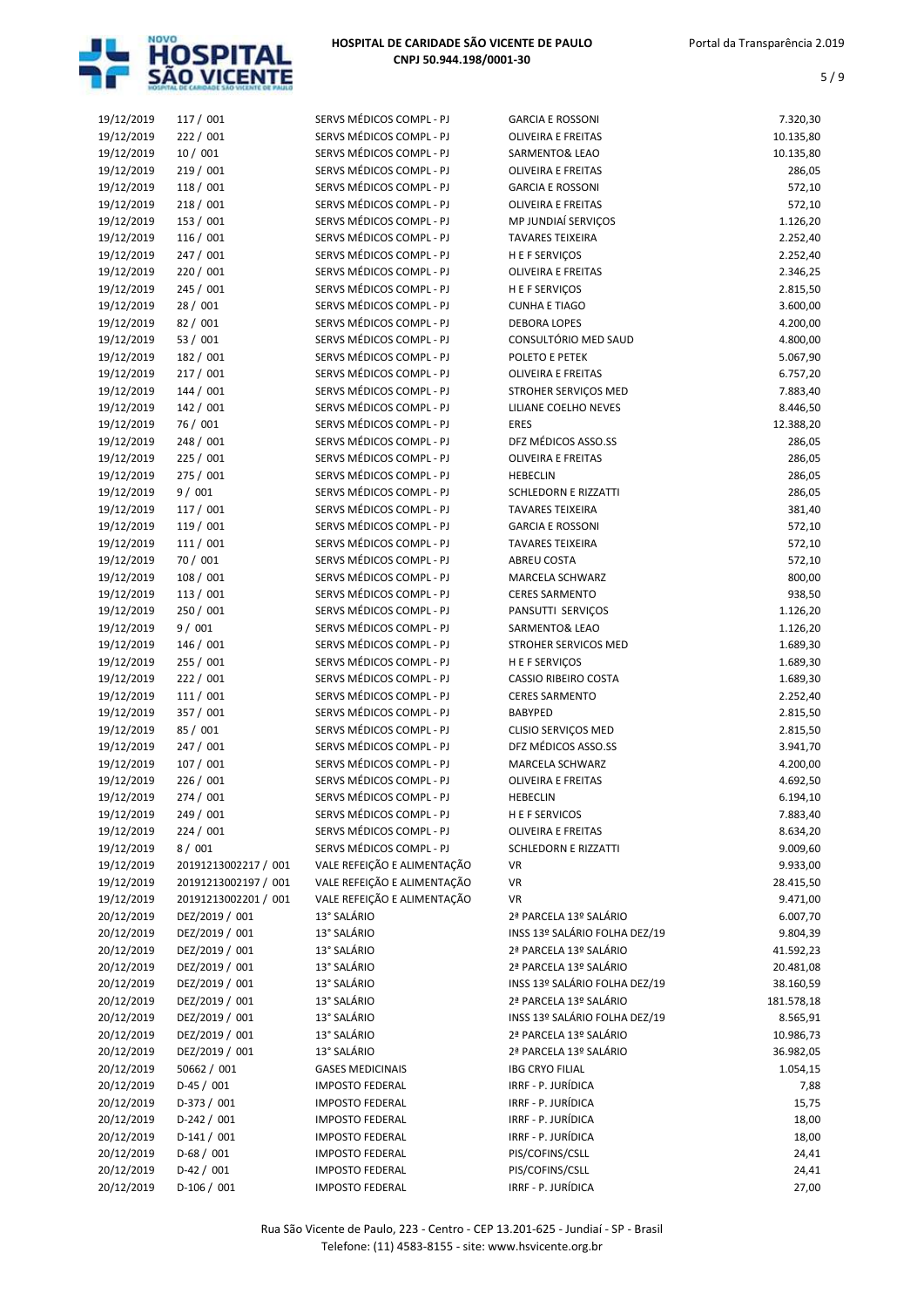| | | | | |
|---|---|---|---|---|
| 19/12/2019 | 117 / 001 | SERVS MÉDICOS COMPL - PJ | GARCIA E ROSSONI | 7.320,30 |
| 19/12/2019 | 222 / 001 | SERVS MÉDICOS COMPL - PJ | OLIVEIRA E FREITAS | 10.135,80 |
| 19/12/2019 | 10 / 001 | SERVS MÉDICOS COMPL - PJ | SARMENTO& LEAO | 10.135,80 |
| 19/12/2019 | 219 / 001 | SERVS MÉDICOS COMPL - PJ | OLIVEIRA E FREITAS | 286,05 |
| 19/12/2019 | 118 / 001 | SERVS MÉDICOS COMPL - PJ | GARCIA E ROSSONI | 572,10 |
| 19/12/2019 | 218 / 001 | SERVS MÉDICOS COMPL - PJ | OLIVEIRA E FREITAS | 572,10 |
| 19/12/2019 | 153 / 001 | SERVS MÉDICOS COMPL - PJ | MP JUNDIAÍ SERVIÇOS | 1.126,20 |
| 19/12/2019 | 116 / 001 | SERVS MÉDICOS COMPL - PJ | TAVARES TEIXEIRA | 2.252,40 |
| 19/12/2019 | 247 / 001 | SERVS MÉDICOS COMPL - PJ | H E F SERVIÇOS | 2.252,40 |
| 19/12/2019 | 220 / 001 | SERVS MÉDICOS COMPL - PJ | OLIVEIRA E FREITAS | 2.346,25 |
| 19/12/2019 | 245 / 001 | SERVS MÉDICOS COMPL - PJ | H E F SERVIÇOS | 2.815,50 |
| 19/12/2019 | 28 / 001 | SERVS MÉDICOS COMPL - PJ | CUNHA E TIAGO | 3.600,00 |
| 19/12/2019 | 82 / 001 | SERVS MÉDICOS COMPL - PJ | DEBORA LOPES | 4.200,00 |
| 19/12/2019 | 53 / 001 | SERVS MÉDICOS COMPL - PJ | CONSULTÓRIO MED SAUD | 4.800,00 |
| 19/12/2019 | 182 / 001 | SERVS MÉDICOS COMPL - PJ | POLETO E PETEK | 5.067,90 |
| 19/12/2019 | 217 / 001 | SERVS MÉDICOS COMPL - PJ | OLIVEIRA E FREITAS | 6.757,20 |
| 19/12/2019 | 144 / 001 | SERVS MÉDICOS COMPL - PJ | STROHER SERVIÇOS MED | 7.883,40 |
| 19/12/2019 | 142 / 001 | SERVS MÉDICOS COMPL - PJ | LILIANE COELHO NEVES | 8.446,50 |
| 19/12/2019 | 76 / 001 | SERVS MÉDICOS COMPL - PJ | ERES | 12.388,20 |
| 19/12/2019 | 248 / 001 | SERVS MÉDICOS COMPL - PJ | DFZ MÉDICOS ASSO.SS | 286,05 |
| 19/12/2019 | 225 / 001 | SERVS MÉDICOS COMPL - PJ | OLIVEIRA E FREITAS | 286,05 |
| 19/12/2019 | 275 / 001 | SERVS MÉDICOS COMPL - PJ | HEBECLIN | 286,05 |
| 19/12/2019 | 9 / 001 | SERVS MÉDICOS COMPL - PJ | SCHLEDORN E RIZZATTI | 286,05 |
| 19/12/2019 | 117 / 001 | SERVS MÉDICOS COMPL - PJ | TAVARES TEIXEIRA | 381,40 |
| 19/12/2019 | 119 / 001 | SERVS MÉDICOS COMPL - PJ | GARCIA E ROSSONI | 572,10 |
| 19/12/2019 | 111 / 001 | SERVS MÉDICOS COMPL - PJ | TAVARES TEIXEIRA | 572,10 |
| 19/12/2019 | 70 / 001 | SERVS MÉDICOS COMPL - PJ | ABREU COSTA | 572,10 |
| 19/12/2019 | 108 / 001 | SERVS MÉDICOS COMPL - PJ | MARCELA SCHWARZ | 800,00 |
| 19/12/2019 | 113 / 001 | SERVS MÉDICOS COMPL - PJ | CERES SARMENTO | 938,50 |
| 19/12/2019 | 250 / 001 | SERVS MÉDICOS COMPL - PJ | PANSUTTI SERVIÇOS | 1.126,20 |
| 19/12/2019 | 9 / 001 | SERVS MÉDICOS COMPL - PJ | SARMENTO& LEAO | 1.126,20 |
| 19/12/2019 | 146 / 001 | SERVS MÉDICOS COMPL - PJ | STROHER SERVICOS MED | 1.689,30 |
| 19/12/2019 | 255 / 001 | SERVS MÉDICOS COMPL - PJ | H E F SERVIÇOS | 1.689,30 |
| 19/12/2019 | 222 / 001 | SERVS MÉDICOS COMPL - PJ | CASSIO RIBEIRO COSTA | 1.689,30 |
| 19/12/2019 | 111 / 001 | SERVS MÉDICOS COMPL - PJ | CERES SARMENTO | 2.252,40 |
| 19/12/2019 | 357 / 001 | SERVS MÉDICOS COMPL - PJ | BABYPED | 2.815,50 |
| 19/12/2019 | 85 / 001 | SERVS MÉDICOS COMPL - PJ | CLISIO SERVIÇOS MED | 2.815,50 |
| 19/12/2019 | 247 / 001 | SERVS MÉDICOS COMPL - PJ | DFZ MÉDICOS ASSO.SS | 3.941,70 |
| 19/12/2019 | 107 / 001 | SERVS MÉDICOS COMPL - PJ | MARCELA SCHWARZ | 4.200,00 |
| 19/12/2019 | 226 / 001 | SERVS MÉDICOS COMPL - PJ | OLIVEIRA E FREITAS | 4.692,50 |
| 19/12/2019 | 274 / 001 | SERVS MÉDICOS COMPL - PJ | HEBECLIN | 6.194,10 |
| 19/12/2019 | 249 / 001 | SERVS MÉDICOS COMPL - PJ | H E F SERVICOS | 7.883,40 |
| 19/12/2019 | 224 / 001 | SERVS MÉDICOS COMPL - PJ | OLIVEIRA E FREITAS | 8.634,20 |
| 19/12/2019 | 8 / 001 | SERVS MÉDICOS COMPL - PJ | SCHLEDORN E RIZZATTI | 9.009,60 |
| 19/12/2019 | 20191213002217 / 001 | VALE REFEIÇÃO E ALIMENTAÇÃO | VR | 9.933,00 |
| 19/12/2019 | 20191213002197 / 001 | VALE REFEIÇÃO E ALIMENTAÇÃO | VR | 28.415,50 |
| 19/12/2019 | 20191213002201 / 001 | VALE REFEIÇÃO E ALIMENTAÇÃO | VR | 9.471,00 |
| 20/12/2019 | DEZ/2019 / 001 | 13° SALÁRIO | 2ª PARCELA 13º SALÁRIO | 6.007,70 |
| 20/12/2019 | DEZ/2019 / 001 | 13° SALÁRIO | INSS 13º SALÁRIO FOLHA DEZ/19 | 9.804,39 |
| 20/12/2019 | DEZ/2019 / 001 | 13° SALÁRIO | 2ª PARCELA 13º SALÁRIO | 41.592,23 |
| 20/12/2019 | DEZ/2019 / 001 | 13° SALÁRIO | 2ª PARCELA 13º SALÁRIO | 20.481,08 |
| 20/12/2019 | DEZ/2019 / 001 | 13° SALÁRIO | INSS 13º SALÁRIO FOLHA DEZ/19 | 38.160,59 |
| 20/12/2019 | DEZ/2019 / 001 | 13° SALÁRIO | 2ª PARCELA 13º SALÁRIO | 181.578,18 |
| 20/12/2019 | DEZ/2019 / 001 | 13° SALÁRIO | INSS 13º SALÁRIO FOLHA DEZ/19 | 8.565,91 |
| 20/12/2019 | DEZ/2019 / 001 | 13° SALÁRIO | 2ª PARCELA 13º SALÁRIO | 10.986,73 |
| 20/12/2019 | DEZ/2019 / 001 | 13° SALÁRIO | 2ª PARCELA 13º SALÁRIO | 36.982,05 |
| 20/12/2019 | 50662 / 001 | GASES MEDICINAIS | IBG CRYO FILIAL | 1.054,15 |
| 20/12/2019 | D-45 / 001 | IMPOSTO FEDERAL | IRRF - P. JURÍDICA | 7,88 |
| 20/12/2019 | D-373 / 001 | IMPOSTO FEDERAL | IRRF - P. JURÍDICA | 15,75 |
| 20/12/2019 | D-242 / 001 | IMPOSTO FEDERAL | IRRF - P. JURÍDICA | 18,00 |
| 20/12/2019 | D-141 / 001 | IMPOSTO FEDERAL | IRRF - P. JURÍDICA | 18,00 |
| 20/12/2019 | D-68 / 001 | IMPOSTO FEDERAL | PIS/COFINS/CSLL | 24,41 |
| 20/12/2019 | D-42 / 001 | IMPOSTO FEDERAL | PIS/COFINS/CSLL | 24,41 |
| 20/12/2019 | D-106 / 001 | IMPOSTO FEDERAL | IRRF - P. JURÍDICA | 27,00 |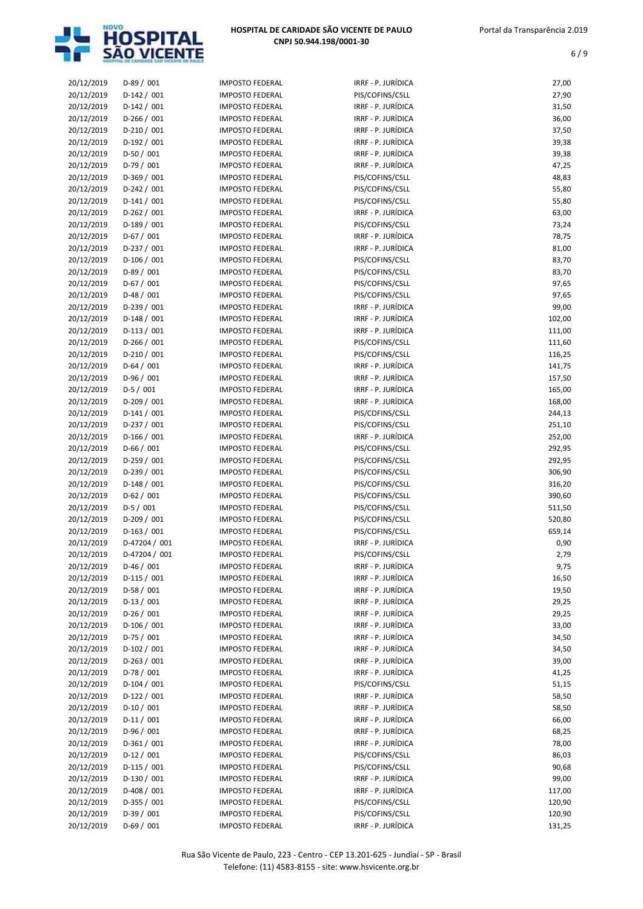| 20/12/2019 | D-89 / 001 | IMPOSTO FEDERAL | IRRF - P. JURÍDICA | 27,00 |
|---|---|---|---|---|
| 20/12/2019 | D-142 / 001 | IMPOSTO FEDERAL | PIS/COFINS/CSLL | 27,90 |
| 20/12/2019 | D-142 / 001 | IMPOSTO FEDERAL | IRRF - P. JURÍDICA | 31,50 |
| 20/12/2019 | D-266 / 001 | IMPOSTO FEDERAL | IRRF - P. JURÍDICA | 36,00 |
| 20/12/2019 | D-210 / 001 | IMPOSTO FEDERAL | IRRF - P. JURÍDICA | 37,50 |
| 20/12/2019 | D-192 / 001 | IMPOSTO FEDERAL | IRRF - P. JURÍDICA | 39,38 |
| 20/12/2019 | D-50 / 001 | IMPOSTO FEDERAL | IRRF - P. JURÍDICA | 39,38 |
| 20/12/2019 | D-79 / 001 | IMPOSTO FEDERAL | IRRF - P. JURÍDICA | 47,25 |
| 20/12/2019 | D-369 / 001 | IMPOSTO FEDERAL | PIS/COFINS/CSLL | 48,83 |
| 20/12/2019 | D-242 / 001 | IMPOSTO FEDERAL | PIS/COFINS/CSLL | 55,80 |
| 20/12/2019 | D-141 / 001 | IMPOSTO FEDERAL | PIS/COFINS/CSLL | 55,80 |
| 20/12/2019 | D-262 / 001 | IMPOSTO FEDERAL | IRRF - P. JURÍDICA | 63,00 |
| 20/12/2019 | D-189 / 001 | IMPOSTO FEDERAL | PIS/COFINS/CSLL | 73,24 |
| 20/12/2019 | D-67 / 001 | IMPOSTO FEDERAL | IRRF - P. JURÍDICA | 78,75 |
| 20/12/2019 | D-237 / 001 | IMPOSTO FEDERAL | IRRF - P. JURÍDICA | 81,00 |
| 20/12/2019 | D-106 / 001 | IMPOSTO FEDERAL | PIS/COFINS/CSLL | 83,70 |
| 20/12/2019 | D-89 / 001 | IMPOSTO FEDERAL | PIS/COFINS/CSLL | 83,70 |
| 20/12/2019 | D-67 / 001 | IMPOSTO FEDERAL | PIS/COFINS/CSLL | 97,65 |
| 20/12/2019 | D-48 / 001 | IMPOSTO FEDERAL | PIS/COFINS/CSLL | 97,65 |
| 20/12/2019 | D-239 / 001 | IMPOSTO FEDERAL | IRRF - P. JURÍDICA | 99,00 |
| 20/12/2019 | D-148 / 001 | IMPOSTO FEDERAL | IRRF - P. JURÍDICA | 102,00 |
| 20/12/2019 | D-113 / 001 | IMPOSTO FEDERAL | IRRF - P. JURÍDICA | 111,00 |
| 20/12/2019 | D-266 / 001 | IMPOSTO FEDERAL | PIS/COFINS/CSLL | 111,60 |
| 20/12/2019 | D-210 / 001 | IMPOSTO FEDERAL | PIS/COFINS/CSLL | 116,25 |
| 20/12/2019 | D-64 / 001 | IMPOSTO FEDERAL | IRRF - P. JURÍDICA | 141,75 |
| 20/12/2019 | D-96 / 001 | IMPOSTO FEDERAL | IRRF - P. JURÍDICA | 157,50 |
| 20/12/2019 | D-5 / 001 | IMPOSTO FEDERAL | IRRF - P. JURÍDICA | 165,00 |
| 20/12/2019 | D-209 / 001 | IMPOSTO FEDERAL | IRRF - P. JURÍDICA | 168,00 |
| 20/12/2019 | D-141 / 001 | IMPOSTO FEDERAL | PIS/COFINS/CSLL | 244,13 |
| 20/12/2019 | D-237 / 001 | IMPOSTO FEDERAL | PIS/COFINS/CSLL | 251,10 |
| 20/12/2019 | D-166 / 001 | IMPOSTO FEDERAL | IRRF - P. JURÍDICA | 252,00 |
| 20/12/2019 | D-66 / 001 | IMPOSTO FEDERAL | PIS/COFINS/CSLL | 292,95 |
| 20/12/2019 | D-259 / 001 | IMPOSTO FEDERAL | PIS/COFINS/CSLL | 292,95 |
| 20/12/2019 | D-239 / 001 | IMPOSTO FEDERAL | PIS/COFINS/CSLL | 306,90 |
| 20/12/2019 | D-148 / 001 | IMPOSTO FEDERAL | PIS/COFINS/CSLL | 316,20 |
| 20/12/2019 | D-62 / 001 | IMPOSTO FEDERAL | PIS/COFINS/CSLL | 390,60 |
| 20/12/2019 | D-5 / 001 | IMPOSTO FEDERAL | PIS/COFINS/CSLL | 511,50 |
| 20/12/2019 | D-209 / 001 | IMPOSTO FEDERAL | PIS/COFINS/CSLL | 520,80 |
| 20/12/2019 | D-163 / 001 | IMPOSTO FEDERAL | PIS/COFINS/CSLL | 659,14 |
| 20/12/2019 | D-47204 / 001 | IMPOSTO FEDERAL | IRRF - P. JURÍDICA | 0,90 |
| 20/12/2019 | D-47204 / 001 | IMPOSTO FEDERAL | PIS/COFINS/CSLL | 2,79 |
| 20/12/2019 | D-46 / 001 | IMPOSTO FEDERAL | IRRF - P. JURÍDICA | 9,75 |
| 20/12/2019 | D-115 / 001 | IMPOSTO FEDERAL | IRRF - P. JURÍDICA | 16,50 |
| 20/12/2019 | D-58 / 001 | IMPOSTO FEDERAL | IRRF - P. JURÍDICA | 19,50 |
| 20/12/2019 | D-13 / 001 | IMPOSTO FEDERAL | IRRF - P. JURÍDICA | 29,25 |
| 20/12/2019 | D-26 / 001 | IMPOSTO FEDERAL | IRRF - P. JURÍDICA | 29,25 |
| 20/12/2019 | D-106 / 001 | IMPOSTO FEDERAL | IRRF - P. JURÍDICA | 33,00 |
| 20/12/2019 | D-75 / 001 | IMPOSTO FEDERAL | IRRF - P. JURÍDICA | 34,50 |
| 20/12/2019 | D-102 / 001 | IMPOSTO FEDERAL | IRRF - P. JURÍDICA | 34,50 |
| 20/12/2019 | D-263 / 001 | IMPOSTO FEDERAL | IRRF - P. JURÍDICA | 39,00 |
| 20/12/2019 | D-78 / 001 | IMPOSTO FEDERAL | IRRF - P. JURÍDICA | 41,25 |
| 20/12/2019 | D-104 / 001 | IMPOSTO FEDERAL | PIS/COFINS/CSLL | 51,15 |
| 20/12/2019 | D-122 / 001 | IMPOSTO FEDERAL | IRRF - P. JURÍDICA | 58,50 |
| 20/12/2019 | D-10 / 001 | IMPOSTO FEDERAL | IRRF - P. JURÍDICA | 58,50 |
| 20/12/2019 | D-11 / 001 | IMPOSTO FEDERAL | IRRF - P. JURÍDICA | 66,00 |
| 20/12/2019 | D-96 / 001 | IMPOSTO FEDERAL | IRRF - P. JURÍDICA | 68,25 |
| 20/12/2019 | D-361 / 001 | IMPOSTO FEDERAL | IRRF - P. JURÍDICA | 78,00 |
| 20/12/2019 | D-12 / 001 | IMPOSTO FEDERAL | PIS/COFINS/CSLL | 86,03 |
| 20/12/2019 | D-115 / 001 | IMPOSTO FEDERAL | PIS/COFINS/CSLL | 90,68 |
| 20/12/2019 | D-130 / 001 | IMPOSTO FEDERAL | IRRF - P. JURÍDICA | 99,00 |
| 20/12/2019 | D-408 / 001 | IMPOSTO FEDERAL | IRRF - P. JURÍDICA | 117,00 |
| 20/12/2019 | D-355 / 001 | IMPOSTO FEDERAL | PIS/COFINS/CSLL | 120,90 |
| 20/12/2019 | D-39 / 001 | IMPOSTO FEDERAL | PIS/COFINS/CSLL | 120,90 |
| 20/12/2019 | D-69 / 001 | IMPOSTO FEDERAL | IRRF - P. JURÍDICA | 131,25 |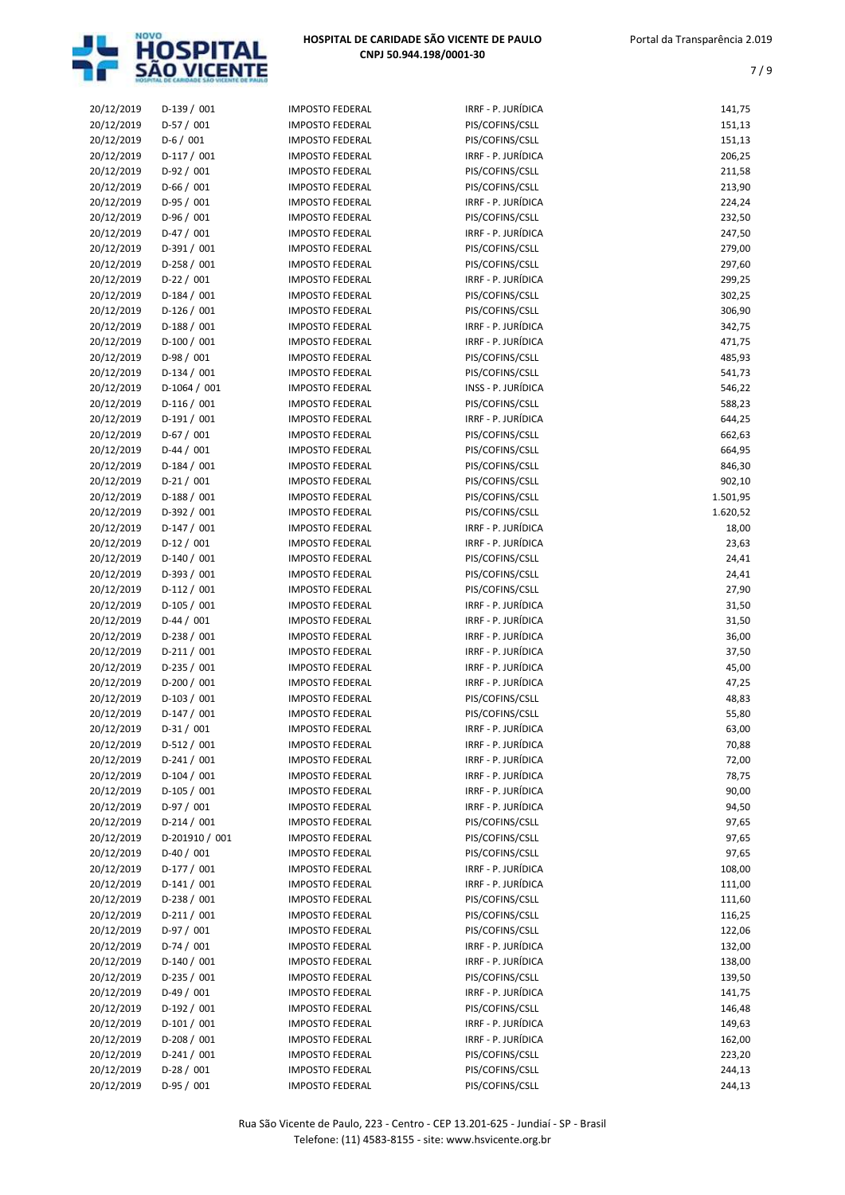| | | | | |
|---|---|---|---|---|
| 20/12/2019 | D-139 / 001 | IMPOSTO FEDERAL | IRRF - P. JURÍDICA | 141,75 |
| 20/12/2019 | D-57 / 001 | IMPOSTO FEDERAL | PIS/COFINS/CSLL | 151,13 |
| 20/12/2019 | D-6 / 001 | IMPOSTO FEDERAL | PIS/COFINS/CSLL | 151,13 |
| 20/12/2019 | D-117 / 001 | IMPOSTO FEDERAL | IRRF - P. JURÍDICA | 206,25 |
| 20/12/2019 | D-92 / 001 | IMPOSTO FEDERAL | PIS/COFINS/CSLL | 211,58 |
| 20/12/2019 | D-66 / 001 | IMPOSTO FEDERAL | PIS/COFINS/CSLL | 213,90 |
| 20/12/2019 | D-95 / 001 | IMPOSTO FEDERAL | IRRF - P. JURÍDICA | 224,24 |
| 20/12/2019 | D-96 / 001 | IMPOSTO FEDERAL | PIS/COFINS/CSLL | 232,50 |
| 20/12/2019 | D-47 / 001 | IMPOSTO FEDERAL | IRRF - P. JURÍDICA | 247,50 |
| 20/12/2019 | D-391 / 001 | IMPOSTO FEDERAL | PIS/COFINS/CSLL | 279,00 |
| 20/12/2019 | D-258 / 001 | IMPOSTO FEDERAL | PIS/COFINS/CSLL | 297,60 |
| 20/12/2019 | D-22 / 001 | IMPOSTO FEDERAL | IRRF - P. JURÍDICA | 299,25 |
| 20/12/2019 | D-184 / 001 | IMPOSTO FEDERAL | PIS/COFINS/CSLL | 302,25 |
| 20/12/2019 | D-126 / 001 | IMPOSTO FEDERAL | PIS/COFINS/CSLL | 306,90 |
| 20/12/2019 | D-188 / 001 | IMPOSTO FEDERAL | IRRF - P. JURÍDICA | 342,75 |
| 20/12/2019 | D-100 / 001 | IMPOSTO FEDERAL | IRRF - P. JURÍDICA | 471,75 |
| 20/12/2019 | D-98 / 001 | IMPOSTO FEDERAL | PIS/COFINS/CSLL | 485,93 |
| 20/12/2019 | D-134 / 001 | IMPOSTO FEDERAL | PIS/COFINS/CSLL | 541,73 |
| 20/12/2019 | D-1064 / 001 | IMPOSTO FEDERAL | INSS - P. JURÍDICA | 546,22 |
| 20/12/2019 | D-116 / 001 | IMPOSTO FEDERAL | PIS/COFINS/CSLL | 588,23 |
| 20/12/2019 | D-191 / 001 | IMPOSTO FEDERAL | IRRF - P. JURÍDICA | 644,25 |
| 20/12/2019 | D-67 / 001 | IMPOSTO FEDERAL | PIS/COFINS/CSLL | 662,63 |
| 20/12/2019 | D-44 / 001 | IMPOSTO FEDERAL | PIS/COFINS/CSLL | 664,95 |
| 20/12/2019 | D-184 / 001 | IMPOSTO FEDERAL | PIS/COFINS/CSLL | 846,30 |
| 20/12/2019 | D-21 / 001 | IMPOSTO FEDERAL | PIS/COFINS/CSLL | 902,10 |
| 20/12/2019 | D-188 / 001 | IMPOSTO FEDERAL | PIS/COFINS/CSLL | 1.501,95 |
| 20/12/2019 | D-392 / 001 | IMPOSTO FEDERAL | PIS/COFINS/CSLL | 1.620,52 |
| 20/12/2019 | D-147 / 001 | IMPOSTO FEDERAL | IRRF - P. JURÍDICA | 18,00 |
| 20/12/2019 | D-12 / 001 | IMPOSTO FEDERAL | IRRF - P. JURÍDICA | 23,63 |
| 20/12/2019 | D-140 / 001 | IMPOSTO FEDERAL | PIS/COFINS/CSLL | 24,41 |
| 20/12/2019 | D-393 / 001 | IMPOSTO FEDERAL | PIS/COFINS/CSLL | 24,41 |
| 20/12/2019 | D-112 / 001 | IMPOSTO FEDERAL | PIS/COFINS/CSLL | 27,90 |
| 20/12/2019 | D-105 / 001 | IMPOSTO FEDERAL | IRRF - P. JURÍDICA | 31,50 |
| 20/12/2019 | D-44 / 001 | IMPOSTO FEDERAL | IRRF - P. JURÍDICA | 31,50 |
| 20/12/2019 | D-238 / 001 | IMPOSTO FEDERAL | IRRF - P. JURÍDICA | 36,00 |
| 20/12/2019 | D-211 / 001 | IMPOSTO FEDERAL | IRRF - P. JURÍDICA | 37,50 |
| 20/12/2019 | D-235 / 001 | IMPOSTO FEDERAL | IRRF - P. JURÍDICA | 45,00 |
| 20/12/2019 | D-200 / 001 | IMPOSTO FEDERAL | IRRF - P. JURÍDICA | 47,25 |
| 20/12/2019 | D-103 / 001 | IMPOSTO FEDERAL | PIS/COFINS/CSLL | 48,83 |
| 20/12/2019 | D-147 / 001 | IMPOSTO FEDERAL | PIS/COFINS/CSLL | 55,80 |
| 20/12/2019 | D-31 / 001 | IMPOSTO FEDERAL | IRRF - P. JURÍDICA | 63,00 |
| 20/12/2019 | D-512 / 001 | IMPOSTO FEDERAL | IRRF - P. JURÍDICA | 70,88 |
| 20/12/2019 | D-241 / 001 | IMPOSTO FEDERAL | IRRF - P. JURÍDICA | 72,00 |
| 20/12/2019 | D-104 / 001 | IMPOSTO FEDERAL | IRRF - P. JURÍDICA | 78,75 |
| 20/12/2019 | D-105 / 001 | IMPOSTO FEDERAL | IRRF - P. JURÍDICA | 90,00 |
| 20/12/2019 | D-97 / 001 | IMPOSTO FEDERAL | IRRF - P. JURÍDICA | 94,50 |
| 20/12/2019 | D-214 / 001 | IMPOSTO FEDERAL | PIS/COFINS/CSLL | 97,65 |
| 20/12/2019 | D-201910 / 001 | IMPOSTO FEDERAL | PIS/COFINS/CSLL | 97,65 |
| 20/12/2019 | D-40 / 001 | IMPOSTO FEDERAL | PIS/COFINS/CSLL | 97,65 |
| 20/12/2019 | D-177 / 001 | IMPOSTO FEDERAL | IRRF - P. JURÍDICA | 108,00 |
| 20/12/2019 | D-141 / 001 | IMPOSTO FEDERAL | IRRF - P. JURÍDICA | 111,00 |
| 20/12/2019 | D-238 / 001 | IMPOSTO FEDERAL | PIS/COFINS/CSLL | 111,60 |
| 20/12/2019 | D-211 / 001 | IMPOSTO FEDERAL | PIS/COFINS/CSLL | 116,25 |
| 20/12/2019 | D-97 / 001 | IMPOSTO FEDERAL | PIS/COFINS/CSLL | 122,06 |
| 20/12/2019 | D-74 / 001 | IMPOSTO FEDERAL | IRRF - P. JURÍDICA | 132,00 |
| 20/12/2019 | D-140 / 001 | IMPOSTO FEDERAL | IRRF - P. JURÍDICA | 138,00 |
| 20/12/2019 | D-235 / 001 | IMPOSTO FEDERAL | PIS/COFINS/CSLL | 139,50 |
| 20/12/2019 | D-49 / 001 | IMPOSTO FEDERAL | IRRF - P. JURÍDICA | 141,75 |
| 20/12/2019 | D-192 / 001 | IMPOSTO FEDERAL | PIS/COFINS/CSLL | 146,48 |
| 20/12/2019 | D-101 / 001 | IMPOSTO FEDERAL | IRRF - P. JURÍDICA | 149,63 |
| 20/12/2019 | D-208 / 001 | IMPOSTO FEDERAL | IRRF - P. JURÍDICA | 162,00 |
| 20/12/2019 | D-241 / 001 | IMPOSTO FEDERAL | PIS/COFINS/CSLL | 223,20 |
| 20/12/2019 | D-28 / 001 | IMPOSTO FEDERAL | PIS/COFINS/CSLL | 244,13 |
| 20/12/2019 | D-95 / 001 | IMPOSTO FEDERAL | PIS/COFINS/CSLL | 244,13 |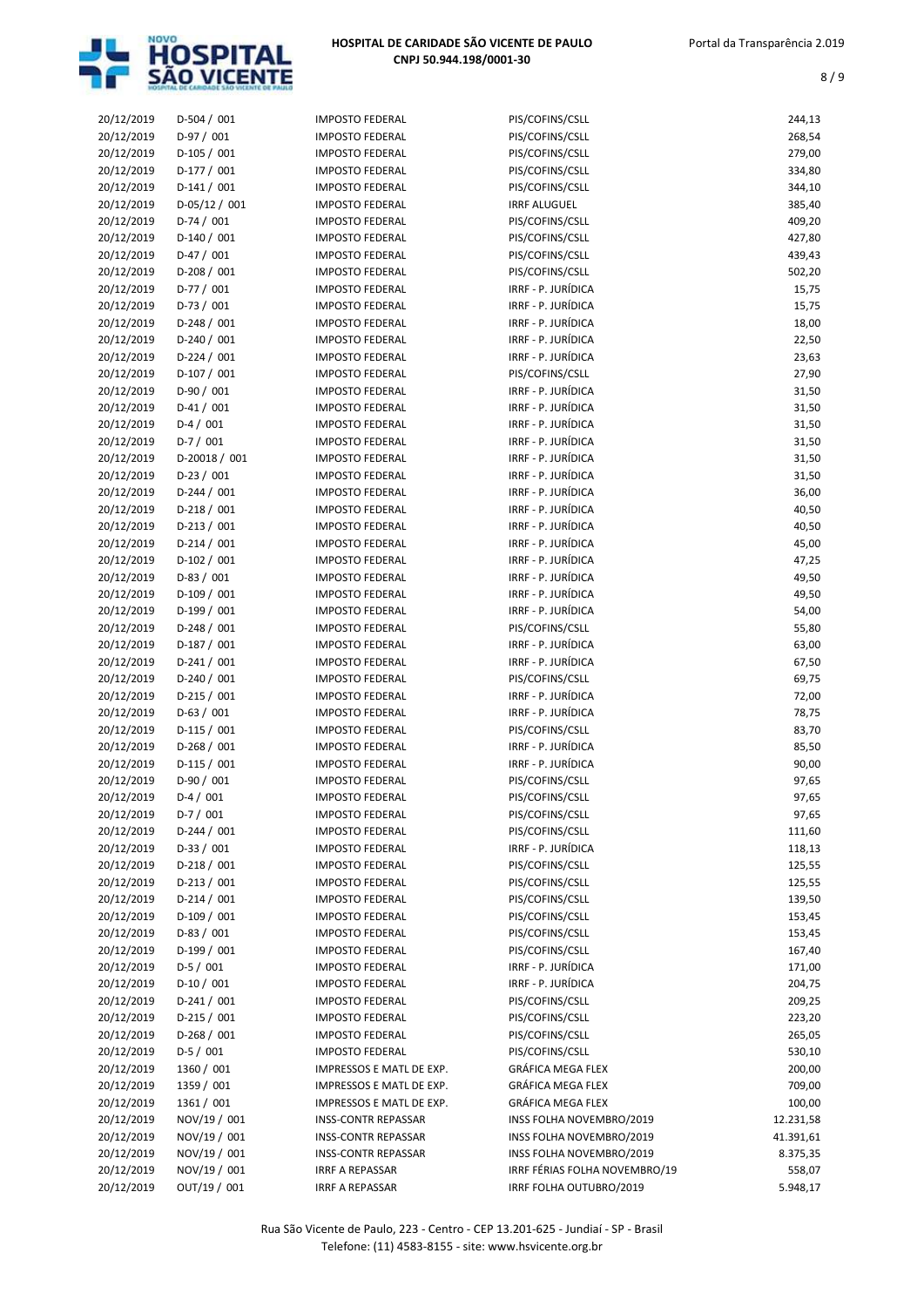| | | | | |
|---|---|---|---|---|
| 20/12/2019 | D-504 / 001 | IMPOSTO FEDERAL | PIS/COFINS/CSLL | 244,13 |
| 20/12/2019 | D-97 / 001 | IMPOSTO FEDERAL | PIS/COFINS/CSLL | 268,54 |
| 20/12/2019 | D-105 / 001 | IMPOSTO FEDERAL | PIS/COFINS/CSLL | 279,00 |
| 20/12/2019 | D-177 / 001 | IMPOSTO FEDERAL | PIS/COFINS/CSLL | 334,80 |
| 20/12/2019 | D-141 / 001 | IMPOSTO FEDERAL | PIS/COFINS/CSLL | 344,10 |
| 20/12/2019 | D-05/12 / 001 | IMPOSTO FEDERAL | IRRF ALUGUEL | 385,40 |
| 20/12/2019 | D-74 / 001 | IMPOSTO FEDERAL | PIS/COFINS/CSLL | 409,20 |
| 20/12/2019 | D-140 / 001 | IMPOSTO FEDERAL | PIS/COFINS/CSLL | 427,80 |
| 20/12/2019 | D-47 / 001 | IMPOSTO FEDERAL | PIS/COFINS/CSLL | 439,43 |
| 20/12/2019 | D-208 / 001 | IMPOSTO FEDERAL | PIS/COFINS/CSLL | 502,20 |
| 20/12/2019 | D-77 / 001 | IMPOSTO FEDERAL | IRRF - P. JURÍDICA | 15,75 |
| 20/12/2019 | D-73 / 001 | IMPOSTO FEDERAL | IRRF - P. JURÍDICA | 15,75 |
| 20/12/2019 | D-248 / 001 | IMPOSTO FEDERAL | IRRF - P. JURÍDICA | 18,00 |
| 20/12/2019 | D-240 / 001 | IMPOSTO FEDERAL | IRRF - P. JURÍDICA | 22,50 |
| 20/12/2019 | D-224 / 001 | IMPOSTO FEDERAL | IRRF - P. JURÍDICA | 23,63 |
| 20/12/2019 | D-107 / 001 | IMPOSTO FEDERAL | PIS/COFINS/CSLL | 27,90 |
| 20/12/2019 | D-90 / 001 | IMPOSTO FEDERAL | IRRF - P. JURÍDICA | 31,50 |
| 20/12/2019 | D-41 / 001 | IMPOSTO FEDERAL | IRRF - P. JURÍDICA | 31,50 |
| 20/12/2019 | D-4 / 001 | IMPOSTO FEDERAL | IRRF - P. JURÍDICA | 31,50 |
| 20/12/2019 | D-7 / 001 | IMPOSTO FEDERAL | IRRF - P. JURÍDICA | 31,50 |
| 20/12/2019 | D-20018 / 001 | IMPOSTO FEDERAL | IRRF - P. JURÍDICA | 31,50 |
| 20/12/2019 | D-23 / 001 | IMPOSTO FEDERAL | IRRF - P. JURÍDICA | 31,50 |
| 20/12/2019 | D-244 / 001 | IMPOSTO FEDERAL | IRRF - P. JURÍDICA | 36,00 |
| 20/12/2019 | D-218 / 001 | IMPOSTO FEDERAL | IRRF - P. JURÍDICA | 40,50 |
| 20/12/2019 | D-213 / 001 | IMPOSTO FEDERAL | IRRF - P. JURÍDICA | 40,50 |
| 20/12/2019 | D-214 / 001 | IMPOSTO FEDERAL | IRRF - P. JURÍDICA | 45,00 |
| 20/12/2019 | D-102 / 001 | IMPOSTO FEDERAL | IRRF - P. JURÍDICA | 47,25 |
| 20/12/2019 | D-83 / 001 | IMPOSTO FEDERAL | IRRF - P. JURÍDICA | 49,50 |
| 20/12/2019 | D-109 / 001 | IMPOSTO FEDERAL | IRRF - P. JURÍDICA | 49,50 |
| 20/12/2019 | D-199 / 001 | IMPOSTO FEDERAL | IRRF - P. JURÍDICA | 54,00 |
| 20/12/2019 | D-248 / 001 | IMPOSTO FEDERAL | PIS/COFINS/CSLL | 55,80 |
| 20/12/2019 | D-187 / 001 | IMPOSTO FEDERAL | IRRF - P. JURÍDICA | 63,00 |
| 20/12/2019 | D-241 / 001 | IMPOSTO FEDERAL | IRRF - P. JURÍDICA | 67,50 |
| 20/12/2019 | D-240 / 001 | IMPOSTO FEDERAL | PIS/COFINS/CSLL | 69,75 |
| 20/12/2019 | D-215 / 001 | IMPOSTO FEDERAL | IRRF - P. JURÍDICA | 72,00 |
| 20/12/2019 | D-63 / 001 | IMPOSTO FEDERAL | IRRF - P. JURÍDICA | 78,75 |
| 20/12/2019 | D-115 / 001 | IMPOSTO FEDERAL | PIS/COFINS/CSLL | 83,70 |
| 20/12/2019 | D-268 / 001 | IMPOSTO FEDERAL | IRRF - P. JURÍDICA | 85,50 |
| 20/12/2019 | D-115 / 001 | IMPOSTO FEDERAL | IRRF - P. JURÍDICA | 90,00 |
| 20/12/2019 | D-90 / 001 | IMPOSTO FEDERAL | PIS/COFINS/CSLL | 97,65 |
| 20/12/2019 | D-4 / 001 | IMPOSTO FEDERAL | PIS/COFINS/CSLL | 97,65 |
| 20/12/2019 | D-7 / 001 | IMPOSTO FEDERAL | PIS/COFINS/CSLL | 97,65 |
| 20/12/2019 | D-244 / 001 | IMPOSTO FEDERAL | PIS/COFINS/CSLL | 111,60 |
| 20/12/2019 | D-33 / 001 | IMPOSTO FEDERAL | IRRF - P. JURÍDICA | 118,13 |
| 20/12/2019 | D-218 / 001 | IMPOSTO FEDERAL | PIS/COFINS/CSLL | 125,55 |
| 20/12/2019 | D-213 / 001 | IMPOSTO FEDERAL | PIS/COFINS/CSLL | 125,55 |
| 20/12/2019 | D-214 / 001 | IMPOSTO FEDERAL | PIS/COFINS/CSLL | 139,50 |
| 20/12/2019 | D-109 / 001 | IMPOSTO FEDERAL | PIS/COFINS/CSLL | 153,45 |
| 20/12/2019 | D-83 / 001 | IMPOSTO FEDERAL | PIS/COFINS/CSLL | 153,45 |
| 20/12/2019 | D-199 / 001 | IMPOSTO FEDERAL | PIS/COFINS/CSLL | 167,40 |
| 20/12/2019 | D-5 / 001 | IMPOSTO FEDERAL | IRRF - P. JURÍDICA | 171,00 |
| 20/12/2019 | D-10 / 001 | IMPOSTO FEDERAL | IRRF - P. JURÍDICA | 204,75 |
| 20/12/2019 | D-241 / 001 | IMPOSTO FEDERAL | PIS/COFINS/CSLL | 209,25 |
| 20/12/2019 | D-215 / 001 | IMPOSTO FEDERAL | PIS/COFINS/CSLL | 223,20 |
| 20/12/2019 | D-268 / 001 | IMPOSTO FEDERAL | PIS/COFINS/CSLL | 265,05 |
| 20/12/2019 | D-5 / 001 | IMPOSTO FEDERAL | PIS/COFINS/CSLL | 530,10 |
| 20/12/2019 | 1360 / 001 | IMPRESSOS E MATL DE EXP. | GRÁFICA MEGA FLEX | 200,00 |
| 20/12/2019 | 1359 / 001 | IMPRESSOS E MATL DE EXP. | GRÁFICA MEGA FLEX | 709,00 |
| 20/12/2019 | 1361 / 001 | IMPRESSOS E MATL DE EXP. | GRÁFICA MEGA FLEX | 100,00 |
| 20/12/2019 | NOV/19 / 001 | INSS-CONTR REPASSAR | INSS FOLHA NOVEMBRO/2019 | 12.231,58 |
| 20/12/2019 | NOV/19 / 001 | INSS-CONTR REPASSAR | INSS FOLHA NOVEMBRO/2019 | 41.391,61 |
| 20/12/2019 | NOV/19 / 001 | INSS-CONTR REPASSAR | INSS FOLHA NOVEMBRO/2019 | 8.375,35 |
| 20/12/2019 | NOV/19 / 001 | IRRF A REPASSAR | IRRF FÉRIAS FOLHA NOVEMBRO/19 | 558,07 |
| 20/12/2019 | OUT/19 / 001 | IRRF A REPASSAR | IRRF FOLHA OUTUBRO/2019 | 5.948,17 |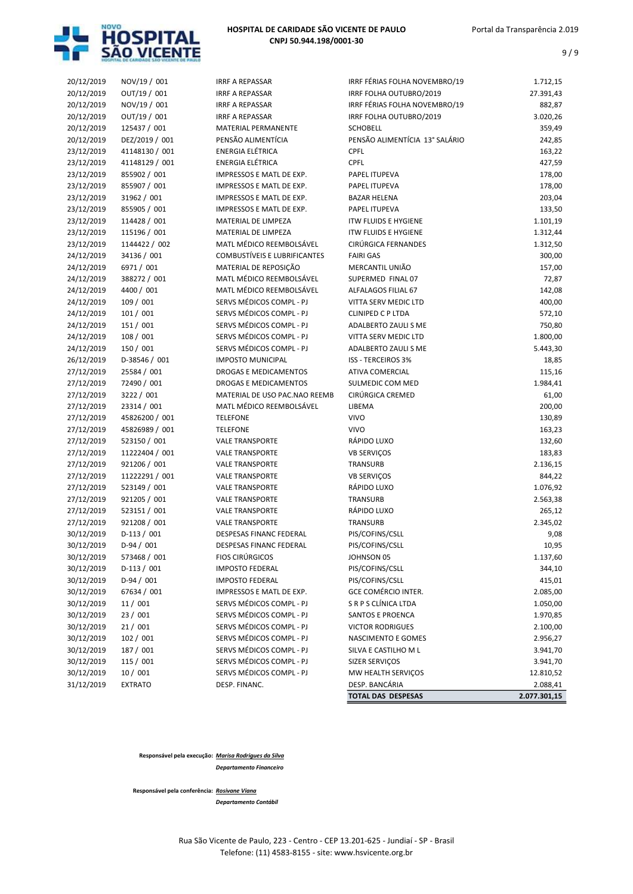| | | | | |
|---|---|---|---|---|
| 20/12/2019 | NOV/19 / 001 | IRRF A REPASSAR | IRRF FÉRIAS FOLHA NOVEMBRO/19 | 1.712,15 |
| 20/12/2019 | OUT/19 / 001 | IRRF A REPASSAR | IRRF FOLHA OUTUBRO/2019 | 27.391,43 |
| 20/12/2019 | NOV/19 / 001 | IRRF A REPASSAR | IRRF FÉRIAS FOLHA NOVEMBRO/19 | 882,87 |
| 20/12/2019 | OUT/19 / 001 | IRRF A REPASSAR | IRRF FOLHA OUTUBRO/2019 | 3.020,26 |
| 20/12/2019 | 125437 / 001 | MATERIAL PERMANENTE | SCHOBELL | 359,49 |
| 20/12/2019 | DEZ/2019 / 001 | PENSÃO ALIMENTÍCIA | PENSÃO ALIMENTÍCIA 13° SALÁRIO | 242,85 |
| 23/12/2019 | 41148130 / 001 | ENERGIA ELÉTRICA | CPFL | 163,22 |
| 23/12/2019 | 41148129 / 001 | ENERGIA ELÉTRICA | CPFL | 427,59 |
| 23/12/2019 | 855902 / 001 | IMPRESSOS E MATL DE EXP. | PAPEL ITUPEVA | 178,00 |
| 23/12/2019 | 855907 / 001 | IMPRESSOS E MATL DE EXP. | PAPEL ITUPEVA | 178,00 |
| 23/12/2019 | 31962 / 001 | IMPRESSOS E MATL DE EXP. | BAZAR HELENA | 203,04 |
| 23/12/2019 | 855905 / 001 | IMPRESSOS E MATL DE EXP. | PAPEL ITUPEVA | 133,50 |
| 23/12/2019 | 114428 / 001 | MATERIAL DE LIMPEZA | ITW FLUIDS E HYGIENE | 1.101,19 |
| 23/12/2019 | 115196 / 001 | MATERIAL DE LIMPEZA | ITW FLUIDS E HYGIENE | 1.312,44 |
| 23/12/2019 | 1144422 / 002 | MATL MÉDICO REEMBOLSÁVEL | CIRÚRGICA FERNANDES | 1.312,50 |
| 24/12/2019 | 34136 / 001 | COMBUSTÍVEIS E LUBRIFICANTES | FAIRI GAS | 300,00 |
| 24/12/2019 | 6971 / 001 | MATERIAL DE REPOSIÇÃO | MERCANTIL UNIÃO | 157,00 |
| 24/12/2019 | 388272 / 001 | MATL MÉDICO REEMBOLSÁVEL | SUPERMED FINAL 07 | 72,87 |
| 24/12/2019 | 4400 / 001 | MATL MÉDICO REEMBOLSÁVEL | ALFALAGOS FILIAL 67 | 142,08 |
| 24/12/2019 | 109 / 001 | SERVS MÉDICOS COMPL - PJ | VITTA SERV MEDIC LTD | 400,00 |
| 24/12/2019 | 101 / 001 | SERVS MÉDICOS COMPL - PJ | CLINIPED C P LTDA | 572,10 |
| 24/12/2019 | 151 / 001 | SERVS MÉDICOS COMPL - PJ | ADALBERTO ZAULI S ME | 750,80 |
| 24/12/2019 | 108 / 001 | SERVS MÉDICOS COMPL - PJ | VITTA SERV MEDIC LTD | 1.800,00 |
| 24/12/2019 | 150 / 001 | SERVS MÉDICOS COMPL - PJ | ADALBERTO ZAULI S ME | 5.443,30 |
| 26/12/2019 | D-38546 / 001 | IMPOSTO MUNICIPAL | ISS - TERCEIROS 3% | 18,85 |
| 27/12/2019 | 25584 / 001 | DROGAS E MEDICAMENTOS | ATIVA COMERCIAL | 115,16 |
| 27/12/2019 | 72490 / 001 | DROGAS E MEDICAMENTOS | SULMEDIC COM MED | 1.984,41 |
| 27/12/2019 | 3222 / 001 | MATERIAL DE USO PAC.NAO REEMB | CIRÚRGICA CREMED | 61,00 |
| 27/12/2019 | 23314 / 001 | MATL MÉDICO REEMBOLSÁVEL | LIBEMA | 200,00 |
| 27/12/2019 | 45826200 / 001 | TELEFONE | VIVO | 130,89 |
| 27/12/2019 | 45826989 / 001 | TELEFONE | VIVO | 163,23 |
| 27/12/2019 | 523150 / 001 | VALE TRANSPORTE | RÁPIDO LUXO | 132,60 |
| 27/12/2019 | 11222404 / 001 | VALE TRANSPORTE | VB SERVIÇOS | 183,83 |
| 27/12/2019 | 921206 / 001 | VALE TRANSPORTE | TRANSURB | 2.136,15 |
| 27/12/2019 | 11222291 / 001 | VALE TRANSPORTE | VB SERVIÇOS | 844,22 |
| 27/12/2019 | 523149 / 001 | VALE TRANSPORTE | RÁPIDO LUXO | 1.076,92 |
| 27/12/2019 | 921205 / 001 | VALE TRANSPORTE | TRANSURB | 2.563,38 |
| 27/12/2019 | 523151 / 001 | VALE TRANSPORTE | RÁPIDO LUXO | 265,12 |
| 27/12/2019 | 921208 / 001 | VALE TRANSPORTE | TRANSURB | 2.345,02 |
| 30/12/2019 | D-113 / 001 | DESPESAS FINANC FEDERAL | PIS/COFINS/CSLL | 9,08 |
| 30/12/2019 | D-94 / 001 | DESPESAS FINANC FEDERAL | PIS/COFINS/CSLL | 10,95 |
| 30/12/2019 | 573468 / 001 | FIOS CIRÚRGICOS | JOHNSON 05 | 1.137,60 |
| 30/12/2019 | D-113 / 001 | IMPOSTO FEDERAL | PIS/COFINS/CSLL | 344,10 |
| 30/12/2019 | D-94 / 001 | IMPOSTO FEDERAL | PIS/COFINS/CSLL | 415,01 |
| 30/12/2019 | 67634 / 001 | IMPRESSOS E MATL DE EXP. | GCE COMÉRCIO INTER. | 2.085,00 |
| 30/12/2019 | 11 / 001 | SERVS MÉDICOS COMPL - PJ | S R P S CLÍNICA LTDA | 1.050,00 |
| 30/12/2019 | 23 / 001 | SERVS MÉDICOS COMPL - PJ | SANTOS E PROENCA | 1.970,85 |
| 30/12/2019 | 21 / 001 | SERVS MÉDICOS COMPL - PJ | VICTOR RODRIGUES | 2.100,00 |
| 30/12/2019 | 102 / 001 | SERVS MÉDICOS COMPL - PJ | NASCIMENTO E GOMES | 2.956,27 |
| 30/12/2019 | 187 / 001 | SERVS MÉDICOS COMPL - PJ | SILVA E CASTILHO M L | 3.941,70 |
| 30/12/2019 | 115 / 001 | SERVS MÉDICOS COMPL - PJ | SIZER SERVIÇOS | 3.941,70 |
| 30/12/2019 | 10 / 001 | SERVS MÉDICOS COMPL - PJ | MW HEALTH SERVIÇOS | 12.810,52 |
| 31/12/2019 | EXTRATO | DESP. FINANC. | DESP. BANCÁRIA | 2.088,41 |
| | | | **TOTAL DAS DESPESAS** | **2.077.301,15** |

**Responsável pela execução:** ***Marisa Rodrigues da Silva***
***Departamento Financeiro***

**Responsável pela conferência:** ***Rosivane Viana***
***Departamento Contábil***

Rua São Vicente de Paulo, 223 - Centro - CEP 13.201-625 - Jundiaí - SP - Brasil
Telefone: (11) 4583-8155 - site: www.hsvicente.org.br